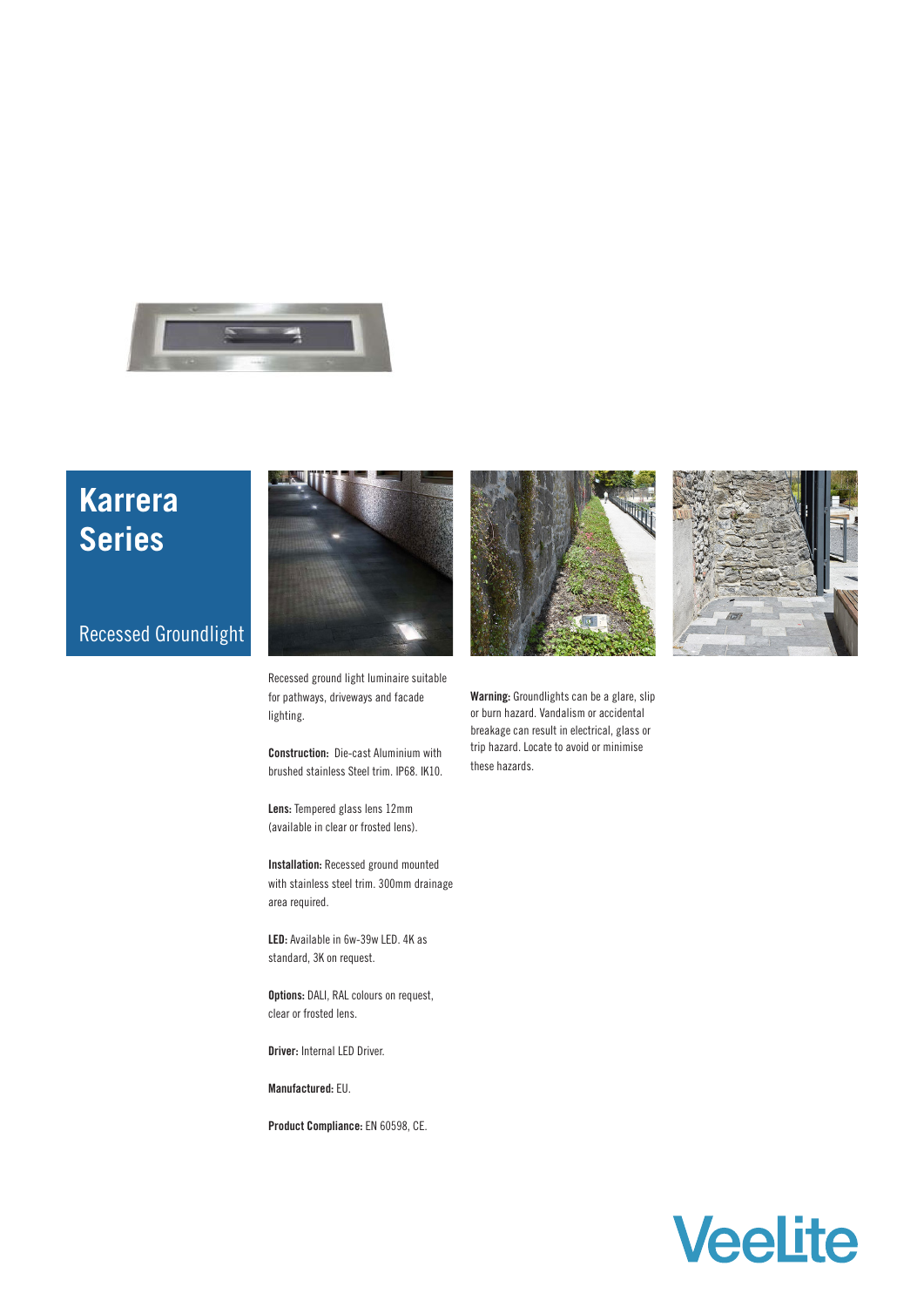# Karrera Series

## Recessed Groundlight

Recessed ground light luminaire suitable for pathways, driveways and facade lighting.

**Construction:** Die-cast Aluminium with brushed stainless Steel trim. IP68. IK10.

**Lens:** Tempered glass lens 12mm (available in clear or frosted lens).

**Installation:** Recessed ground mounted with stainless steel trim. 300mm drainage area required.

**LED:** Available in 6w-39w LED. 4K as standard, 3K on request.

**Options:** DALI, RAL colours on request, clear or frosted lens.

**Driver:** Internal LED Driver.

**Manufactured:** EU.

**Product Compliance:** EN 60598, CE.

**Warning:** Groundlights can be a glare, slip or burn hazard. Vandalism or accidental breakage can result in electrical, glass or trip hazard. Locate to avoid or minimise these hazards.

Veelite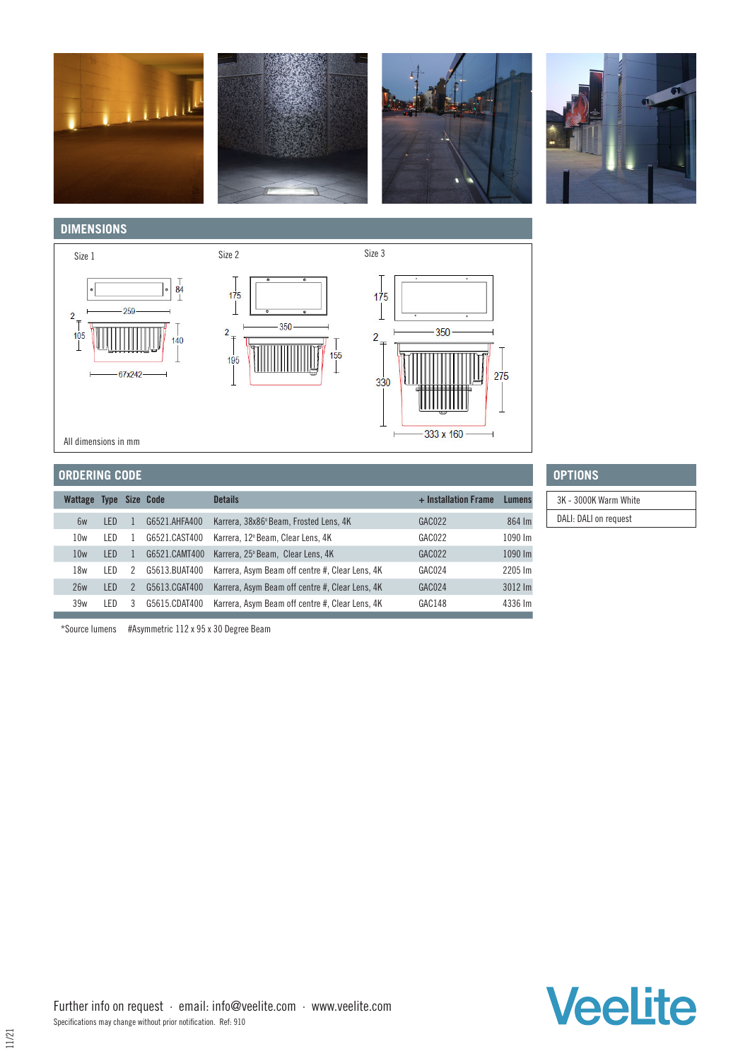## DIMENSIONS

Size 1

84
259
2
105
140
67x242

Size 2

175
350
2
155
195

Size 3

175
350
2
330
275
333 x 160

All dimensions in mm

## ORDERING CODE

| Wattage | Type | Size | Code | Details | + Installation Frame | Lumens |
|---|---|---|---|---|---|---|
| 6w | LED | 1 | G6521.AHFA400 | Karrera, 38x86° Beam, Frosted Lens, 4K | GAC022 | 864 lm |
| 10w | LED | 1 | G6521.CAST400 | Karrera, 12° Beam, Clear Lens, 4K | GAC022 | 1090 lm |
| 10w | LED | 1 | G6521.CAMT400 | Karrera, 25° Beam, Clear Lens, 4K | GAC022 | 1090 lm |
| 18w | LED | 2 | G5613.BUAT400 | Karrera, Asym Beam off centre #, Clear Lens, 4K | GAC024 | 2205 lm |
| 26w | LED | 2 | G5613.CGAT400 | Karrera, Asym Beam off centre #, Clear Lens, 4K | GAC024 | 3012 lm |
| 39w | LED | 3 | G5615.CDAT400 | Karrera, Asym Beam off centre #, Clear Lens, 4K | GAC148 | 4336 lm |

*Source lumens #Asymmetric 112 x 95 x 30 Degree Beam

## OPTIONS

| |
|---|
| 3K - 3000K Warm White |
| DALI: DALI on request |

Further info on request · email: info@veelite.com · www.veelite.com

Specifications may change without prior notification. Ref: 910

Veelite

11/21